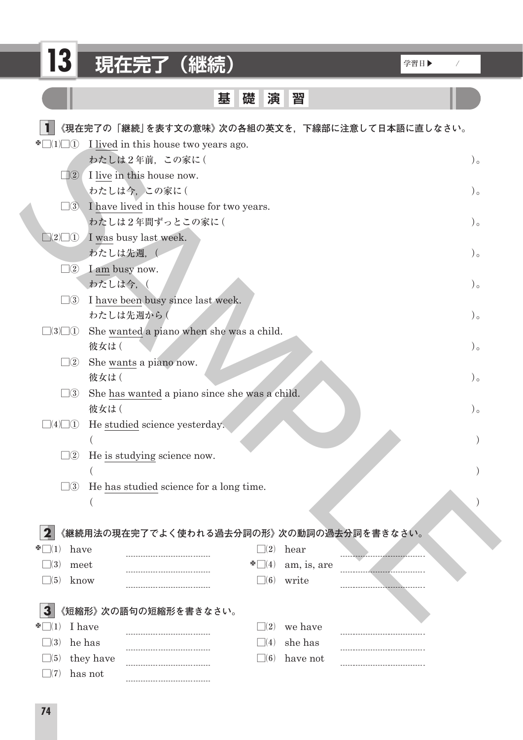# 13 現在完了（継続）

学習日▶　　／

## 基礎演習

**1** 《現在完了の「継続」を表す文の意味》次の各組の英文を，下線部に注意して日本語に直しなさい。

✽□(1)□① I lived in this house two years ago.
わたしは2年前，この家に(　　　　　　　　　　　　　　　　　　　　　　　　)。

□② I live in this house now.
わたしは今，この家に(　　　　　　　　　　　　　　　　　　　　　　　　)。

□③ I have lived in this house for two years.
わたしは2年間ずっとこの家に(　　　　　　　　　　　　　　　　　　　　)。

□(2)□① I was busy last week.
わたしは先週，(　　　　　　　　　　　　　　　　　　　　　　　　　　)。

□② I am busy now.
わたしは今，(　　　　　　　　　　　　　　　　　　　　　　　　　　)。

□③ I have been busy since last week.
わたしは先週から(　　　　　　　　　　　　　　　　　　　　　　　　)。

□(3)□① She wanted a piano when she was a child.
彼女は(　　　　　　　　　　　　　　　　　　　　　　　　　　　　)。

□② She wants a piano now.
彼女は(　　　　　　　　　　　　　　　　　　　　　　　　　　　　)。

□③ She has wanted a piano since she was a child.
彼女は(　　　　　　　　　　　　　　　　　　　　　　　　　　　　)。

□(4)□① He studied science yesterday.
(　　　　　　　　　　　　　　　　　　　　　　　　　　　　　　　　)

□② He is studying science now.
(　　　　　　　　　　　　　　　　　　　　　　　　　　　　　　　　)

□③ He has studied science for a long time.
(　　　　　　　　　　　　　　　　　　　　　　　　　　　　　　　　)

**2** 《継続用法の現在完了でよく使われる過去分詞の形》次の動詞の過去分詞を書きなさい。

✽□(1) have ＿＿＿＿＿＿　　□(2) hear ＿＿＿＿＿＿

□(3) meet ＿＿＿＿＿＿　　✽□(4) am, is, are ＿＿＿＿＿＿

□(5) know ＿＿＿＿＿＿　　□(6) write ＿＿＿＿＿＿

**3** 《短縮形》次の語句の短縮形を書きなさい。

✽□(1) I have ＿＿＿＿＿＿　　□(2) we have ＿＿＿＿＿＿

□(3) he has ＿＿＿＿＿＿　　□(4) she has ＿＿＿＿＿＿

□(5) they have ＿＿＿＿＿＿　　□(6) have not ＿＿＿＿＿＿

□(7) has not ＿＿＿＿＿＿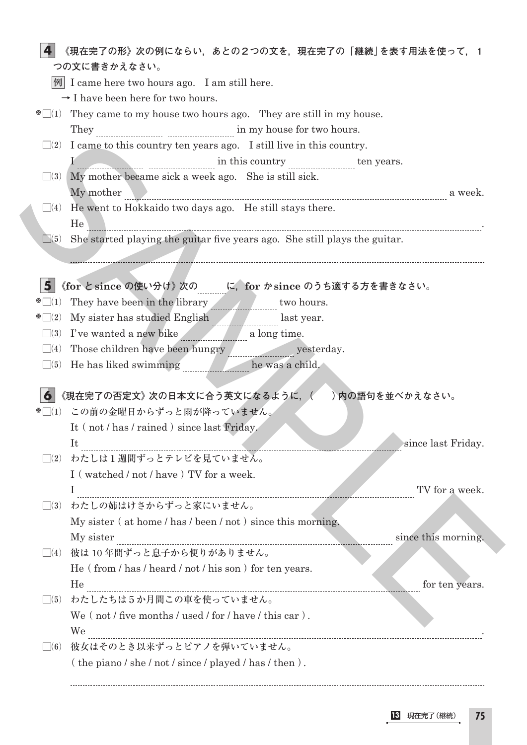**4** 《現在完了の形》次の例にならい，あとの２つの文を，現在完了の「継続」を表す用法を使って，１つの文に書きかえなさい。

例 I came here two hours ago.　I am still here.
→ I have been here for two hours.

✽□(1) They came to my house two hours ago.　They are still in my house.
They ________ ________ in my house for two hours.

□(2) I came to this country ten years ago.　I still live in this country.
I ________ ________ in this country ________ ten years.

□(3) My mother became sick a week ago.　She is still sick.
My mother ________________________________ a week.

□(4) He went to Hokkaido two days ago.　He still stays there.
He ________________________________.

□(5) She started playing the guitar five years ago.　She still plays the guitar.
________________________________

**5** 《for と since の使い分け》次の ____ に，for か since のうち適する方を書きなさい。

✽□(1) They have been in the library ________ two hours.

✽□(2) My sister has studied English ________ last year.

□(3) I've wanted a new bike ________ a long time.

□(4) Those children have been hungry ________ yesterday.

□(5) He has liked swimming ________ he was a child.

**6** 《現在完了の否定文》次の日本文に合う英文になるように，(　)内の語句を並べかえなさい。

✽□(1) この前の金曜日からずっと雨が降っていません。
It ( not / has / rained ) since last Friday.
It ________________________________ since last Friday.

□(2) わたしは１週間ずっとテレビを見ていません。
I ( watched / not / have ) TV for a week.
I ________________________________ TV for a week.

□(3) わたしの姉はけさからずっと家にいません。
My sister ( at home / has / been / not ) since this morning.
My sister ________________________________ since this morning.

□(4) 彼は 10 年間ずっと息子から便りがありません。
He ( from / has / heard / not / his son ) for ten years.
He ________________________________ for ten years.

□(5) わたしたちは５か月間この車を使っていません。
We ( not / five months / used / for / have / this car ).
We ________________________________.

□(6) 彼女はそのとき以来ずっとピアノを弾いていません。
( the piano / she / not / since / played / has / then ).
________________________________

13 現在完了（継続）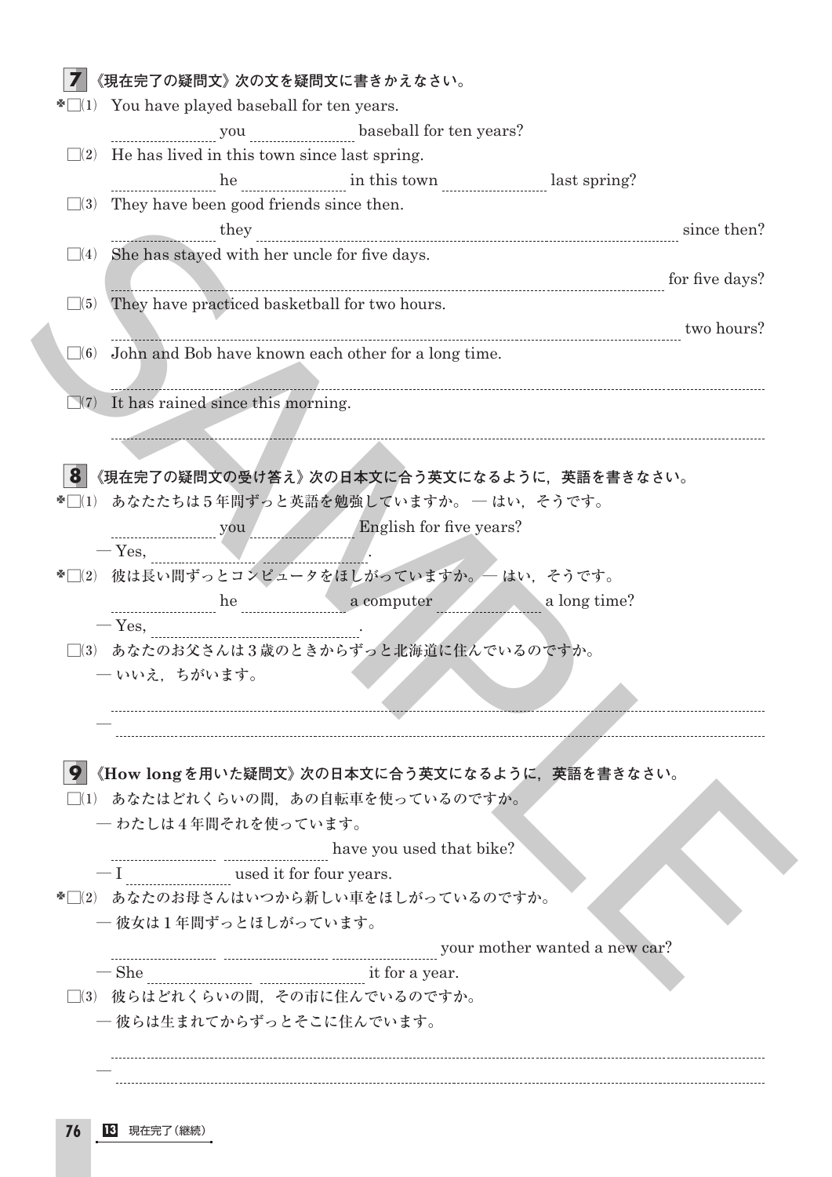**7** 《現在完了の疑問文》次の文を疑問文に書きかえなさい。

✽□(1) You have played baseball for ten years.

______ you ______ baseball for ten years?

□(2) He has lived in this town since last spring.

______ he ______ in this town ______ last spring?

□(3) They have been good friends since then.

______ they ______ since then?

□(4) She has stayed with her uncle for five days.

______ for five days?

□(5) They have practiced basketball for two hours.

______ two hours?

□(6) John and Bob have known each other for a long time.

______

□(7) It has rained since this morning.

______

**8** 《現在完了の疑問文の受け答え》次の日本文に合う英文になるように，英語を書きなさい。

✽□(1) あなたたちは5年間ずっと英語を勉強していますか。— はい，そうです。

______ you ______ English for five years?

— Yes, ______ ______.

✽□(2) 彼は長い間ずっとコンピュータをほしがっていますか。— はい，そうです。

______ he ______ a computer ______ a long time?

— Yes, ______.

□(3) あなたのお父さんは3歳のときからずっと北海道に住んでいるのですか。

— いいえ，ちがいます。

______

— ______

**9** 《How longを用いた疑問文》次の日本文に合う英文になるように，英語を書きなさい。

□(1) あなたはどれくらいの間，あの自転車を使っているのですか。

— わたしは4年間それを使っています。

______ ______ have you used that bike?

— I ______ used it for four years.

✽□(2) あなたのお母さんはいつから新しい車をほしがっているのですか。

— 彼女は1年間ずっとほしがっています。

______ ______ ______ your mother wanted a new car?

— She ______ ______ it for a year.

□(3) 彼らはどれくらいの間，その市に住んでいるのですか。

— 彼らは生まれてからずっとそこに住んでいます。

______

— ______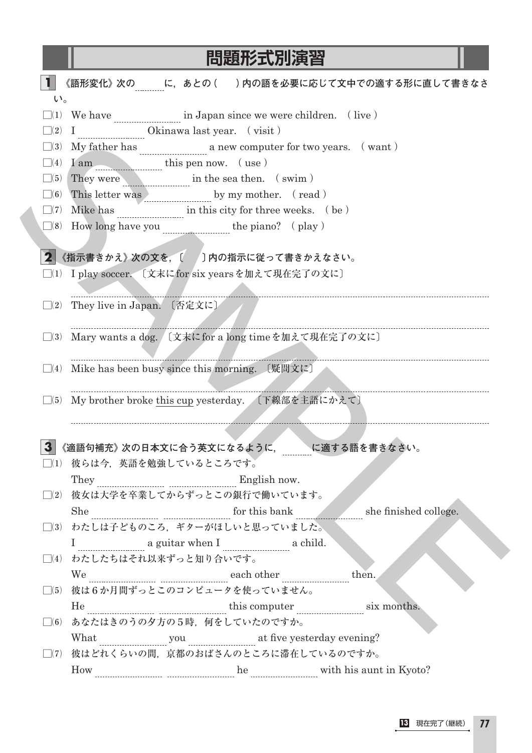# 問題形式別演習

**1** 《語形変化》次の＿＿に，あとの（　）内の語を必要に応じて文中での適する形に直して書きなさい。

□(1) We have ＿＿＿＿ in Japan since we were children.　( live )
□(2) I ＿＿＿＿ Okinawa last year.　( visit )
□(3) My father has ＿＿＿＿ a new computer for two years.　( want )
□(4) I am ＿＿＿＿ this pen now.　( use )
□(5) They were ＿＿＿＿ in the sea then.　( swim )
□(6) This letter was ＿＿＿＿ by my mother.　( read )
□(7) Mike has ＿＿＿＿ in this city for three weeks.　( be )
□(8) How long have you ＿＿＿＿ the piano?　( play )

**2** 《指示書きかえ》次の文を，〔　〕内の指示に従って書きかえなさい。

□(1) I play soccer.　〔文末にfor six yearsを加えて現在完了の文に〕

＿＿＿＿＿＿＿＿＿＿＿＿＿＿＿＿＿＿＿＿

□(2) They live in Japan.　〔否定文に〕

＿＿＿＿＿＿＿＿＿＿＿＿＿＿＿＿＿＿＿＿

□(3) Mary wants a dog.　〔文末にfor a long timeを加えて現在完了の文に〕

＿＿＿＿＿＿＿＿＿＿＿＿＿＿＿＿＿＿＿＿

□(4) Mike has been busy since this morning.　〔疑問文に〕

＿＿＿＿＿＿＿＿＿＿＿＿＿＿＿＿＿＿＿＿

□(5) My brother broke <u>this cup</u> yesterday.　〔下線部を主語にかえて〕

＿＿＿＿＿＿＿＿＿＿＿＿＿＿＿＿＿＿＿＿

**3** 《適語句補充》次の日本文に合う英文になるように，＿＿に適する語を書きなさい。

□(1) 彼らは今，英語を勉強しているところです。
They ＿＿＿＿ ＿＿＿＿ English now.

□(2) 彼女は大学を卒業してからずっとこの銀行で働いています。
She ＿＿＿＿ ＿＿＿＿ for this bank ＿＿＿＿ she finished college.

□(3) わたしは子どものころ，ギターがほしいと思っていました。
I ＿＿＿＿ a guitar when I ＿＿＿＿ a child.

□(4) わたしたちはそれ以来ずっと知り合いです。
We ＿＿＿＿ ＿＿＿＿ each other ＿＿＿＿ then.

□(5) 彼は6か月間ずっとこのコンピュータを使っていません。
He ＿＿＿＿ ＿＿＿＿ this computer ＿＿＿＿ six months.

□(6) あなたはきのうの夕方の5時，何をしていたのですか。
What ＿＿＿＿ you ＿＿＿＿ at five yesterday evening?

□(7) 彼はどれくらいの間，京都のおばさんのところに滞在しているのですか。
How ＿＿＿＿ ＿＿＿＿ he ＿＿＿＿ with his aunt in Kyoto?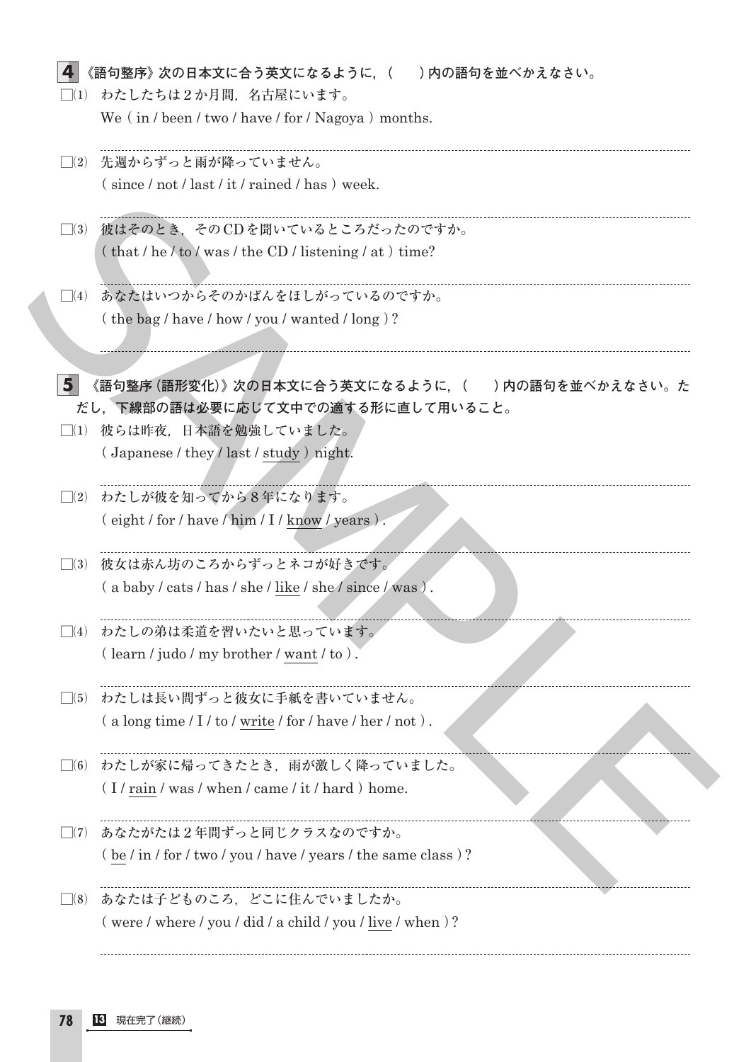**4** 《語句整序》次の日本文に合う英文になるように，(　　)内の語句を並べかえなさい。

□(1) わたしたちは２か月間，名古屋にいます。
We ( in / been / two / have / for / Nagoya ) months.

□(2) 先週からずっと雨が降っていません。
( since / not / last / it / rained / has ) week.

□(3) 彼はそのとき，そのCDを聞いているところだったのですか。
( that / he / to / was / the CD / listening / at ) time?

□(4) あなたはいつからそのかばんをほしがっているのですか。
( the bag / have / how / you / wanted / long )?

**5** 《語句整序（語形変化）》次の日本文に合う英文になるように，(　　)内の語句を並べかえなさい。ただし，下線部の語は必要に応じて文中での適する形に直して用いること。

□(1) 彼らは昨夜，日本語を勉強していました。
( Japanese / they / last / <u>study</u> ) night.

□(2) わたしが彼を知ってから８年になります。
( eight / for / have / him / I / <u>know</u> / years ).

□(3) 彼女は赤ん坊のころからずっとネコが好きです。
( a baby / cats / has / she / <u>like</u> / she / since / was ).

□(4) わたしの弟は柔道を習いたいと思っています。
( learn / judo / my brother / <u>want</u> / to ).

□(5) わたしは長い間ずっと彼女に手紙を書いていません。
( a long time / I / to / <u>write</u> / for / have / her / not ).

□(6) わたしが家に帰ってきたとき，雨が激しく降っていました。
( I / <u>rain</u> / was / when / came / it / hard ) home.

□(7) あなたがたは２年間ずっと同じクラスなのですか。
( <u>be</u> / in / for / two / you / have / years / the same class )?

□(8) あなたは子どものころ，どこに住んでいましたか。
( were / where / you / did / a child / you / <u>live</u> / when )?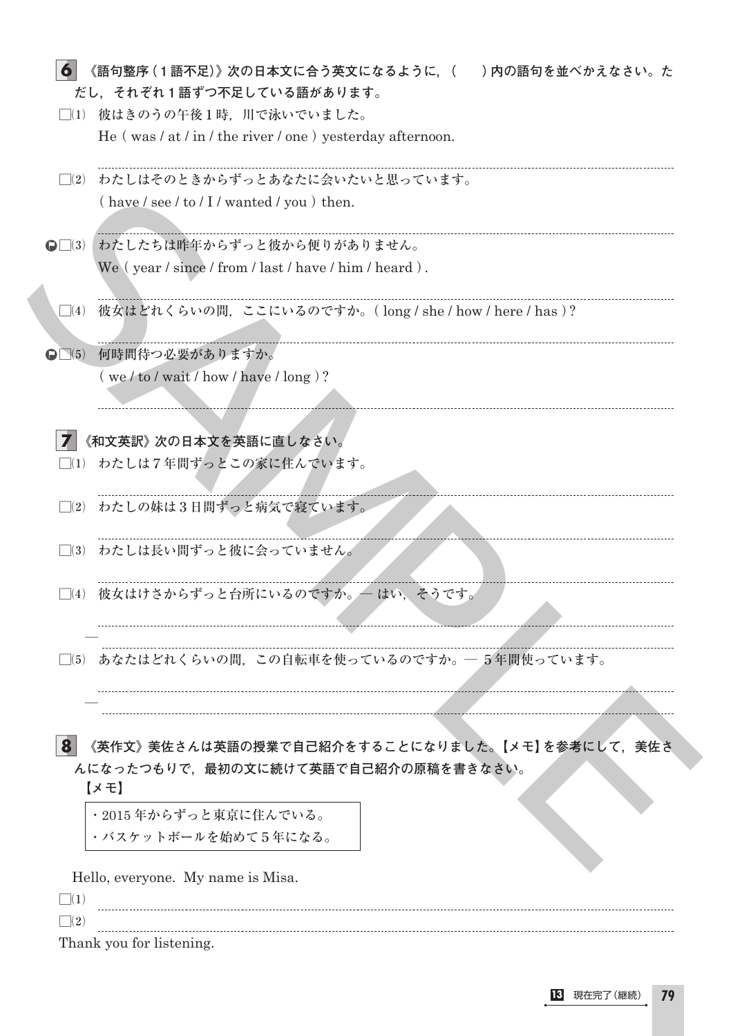**6** 《語句整序（1語不足）》次の日本文に合う英文になるように，（　）内の語句を並べかえなさい。ただし，それぞれ1語ずつ不足している語があります。

□(1) 彼はきのうの午後1時，川で泳いでいました。
He ( was / at / in / the river / one ) yesterday afternoon.

□(2) わたしはそのときからずっとあなたに会いたいと思っています。
( have / see / to / I / wanted / you ) then.

□(3) わたしたちは昨年からずっと彼から便りがありません。
We ( year / since / from / last / have / him / heard ).

□(4) 彼女はどれくらいの間，ここにいるのですか。( long / she / how / here / has )?

□(5) 何時間待つ必要がありますか。
( we / to / wait / how / have / long )?

**7** 《和文英訳》次の日本文を英語に直しなさい。

□(1) わたしは7年間ずっとこの家に住んでいます。

□(2) わたしの妹は3日間ずっと病気で寝ています。

□(3) わたしは長い間ずっと彼に会っていません。

□(4) 彼女はけさからずっと台所にいるのですか。― はい，そうです。

―

□(5) あなたはどれくらいの間，この自転車を使っているのですか。― 5年間使っています。

―

**8** 《英作文》美佐さんは英語の授業で自己紹介をすることになりました。【メモ】を参考にして，美佐さんになったつもりで，最初の文に続けて英語で自己紹介の原稿を書きなさい。

【メモ】

・2015年からずっと東京に住んでいる。
・バスケットボールを始めて5年になる。

Hello, everyone. My name is Misa.

□(1)

□(2)

Thank you for listening.